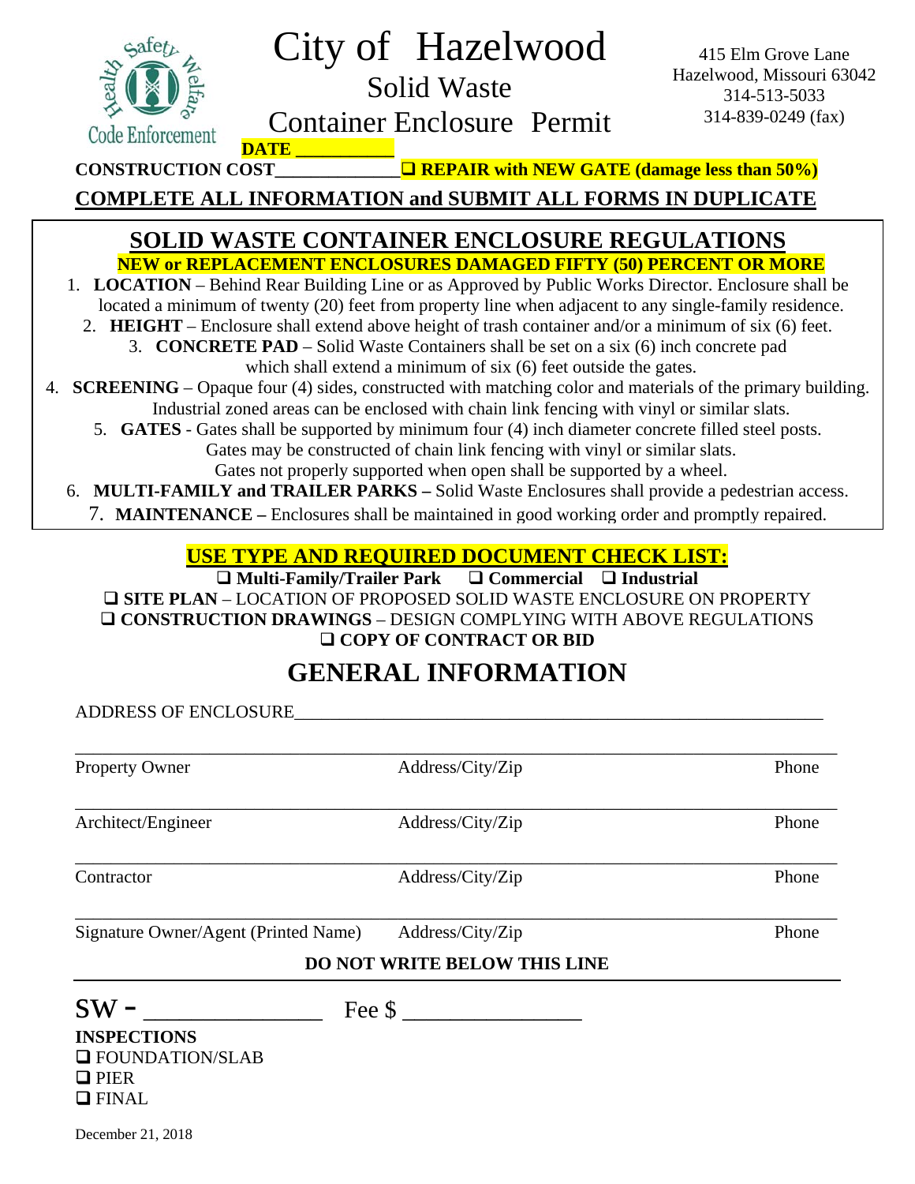Health Safety Welfare
Code Enforcement

# City of Hazelwood

## Solid Waste Container Enclosure Permit

415 Elm Grove Lane
Hazelwood, Missouri 63042
314-513-5033
314-839-0249 (fax)

**DATE** __________

**CONSTRUCTION COST**______________ ❑ **REPAIR with NEW GATE (damage less than 50%)**

**COMPLETE ALL INFORMATION and SUBMIT ALL FORMS IN DUPLICATE**

## SOLID WASTE CONTAINER ENCLOSURE REGULATIONS

**NEW or REPLACEMENT ENCLOSURES DAMAGED FIFTY (50) PERCENT OR MORE**

1. **LOCATION** – Behind Rear Building Line or as Approved by Public Works Director. Enclosure shall be located a minimum of twenty (20) feet from property line when adjacent to any single-family residence.
2. **HEIGHT** – Enclosure shall extend above height of trash container and/or a minimum of six (6) feet.
3. **CONCRETE PAD** – Solid Waste Containers shall be set on a six (6) inch concrete pad which shall extend a minimum of six (6) feet outside the gates.
4. **SCREENING** – Opaque four (4) sides, constructed with matching color and materials of the primary building. Industrial zoned areas can be enclosed with chain link fencing with vinyl or similar slats.
5. **GATES** - Gates shall be supported by minimum four (4) inch diameter concrete filled steel posts. Gates may be constructed of chain link fencing with vinyl or similar slats. Gates not properly supported when open shall be supported by a wheel.
6. **MULTI-FAMILY and TRAILER PARKS –** Solid Waste Enclosures shall provide a pedestrian access.
7. **MAINTENANCE –** Enclosures shall be maintained in good working order and promptly repaired.

**USE TYPE AND REQUIRED DOCUMENT CHECK LIST:**

❑ **Multi-Family/Trailer Park** ❑ **Commercial** ❑ **Industrial**

❑ **SITE PLAN** – LOCATION OF PROPOSED SOLID WASTE ENCLOSURE ON PROPERTY
❑ **CONSTRUCTION DRAWINGS** – DESIGN COMPLYING WITH ABOVE REGULATIONS
❑ **COPY OF CONTRACT OR BID**

## GENERAL INFORMATION

ADDRESS OF ENCLOSURE____________________________________________________________

________________________________________________________________________________
Property Owner | Address/City/Zip | Phone

________________________________________________________________________________
Architect/Engineer | Address/City/Zip | Phone

________________________________________________________________________________
Contractor | Address/City/Zip | Phone

________________________________________________________________________________
Signature Owner/Agent (Printed Name) | Address/City/Zip | Phone

**DO NOT WRITE BELOW THIS LINE**

SW - _______________ Fee $ _______________

**INSPECTIONS**
❑ FOUNDATION/SLAB
❑ PIER
❑ FINAL

December 21, 2018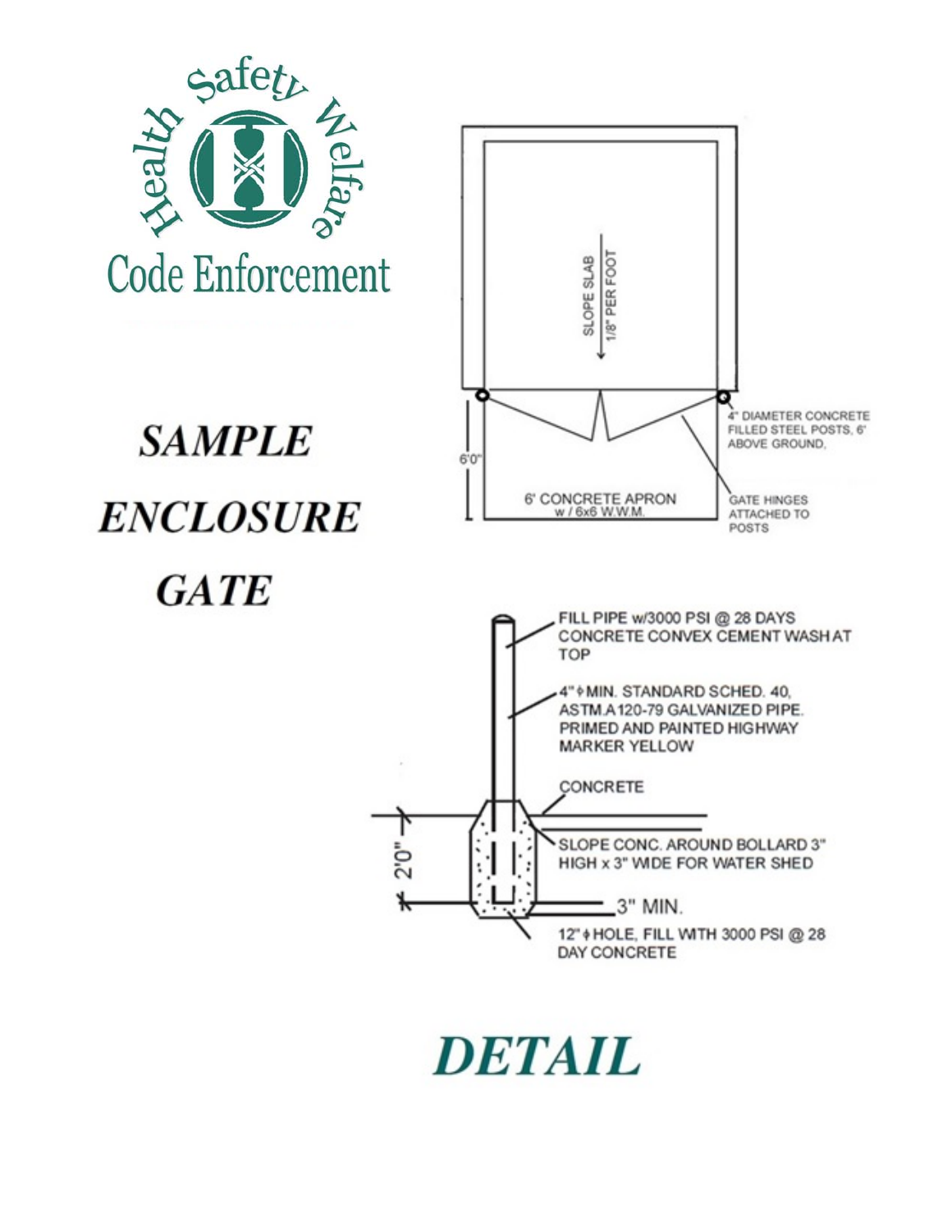Health Safety Welfare

Code Enforcement

# *SAMPLE ENCLOSURE GATE*

SLOPE SLAB 1/8" PER FOOT

6'0"

6' CONCRETE APRON w / 6x6 W.W.M.

4" DIAMETER CONCRETE FILLED STEEL POSTS, 6' ABOVE GROUND.

GATE HINGES ATTACHED TO POSTS

FILL PIPE w/3000 PSI @ 28 DAYS CONCRETE CONVEX CEMENT WASH AT TOP

4" ϕ MIN. STANDARD SCHED. 40, ASTM.A120-79 GALVANIZED PIPE. PRIMED AND PAINTED HIGHWAY MARKER YELLOW

CONCRETE

SLOPE CONC. AROUND BOLLARD 3" HIGH x 3" WIDE FOR WATER SHED

2'0"

3" MIN.

12" ϕ HOLE, FILL WITH 3000 PSI @ 28 DAY CONCRETE

# *DETAIL*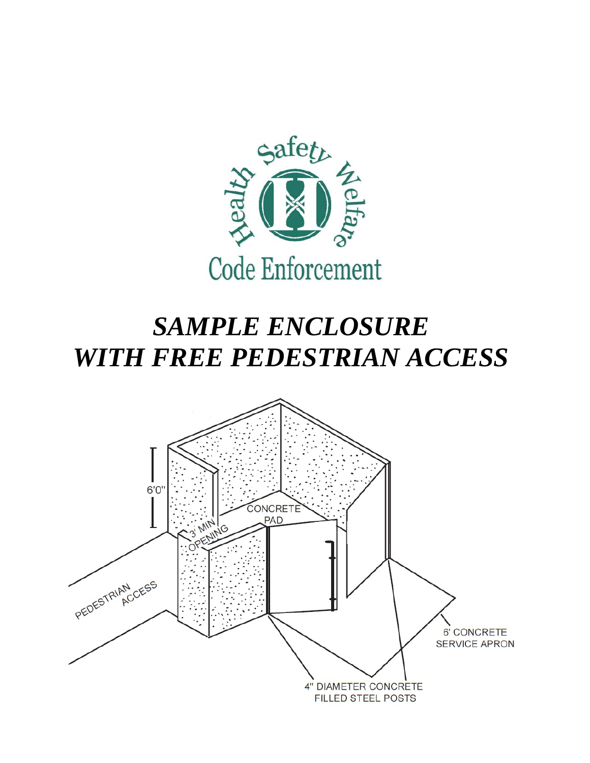Code Enforcement

# *SAMPLE ENCLOSURE*
# *WITH FREE PEDESTRIAN ACCESS*

6'0"

CONCRETE PAD

3' MIN OPENING

PEDESTRIAN ACCESS

6' CONCRETE SERVICE APRON

4" DIAMETER CONCRETE FILLED STEEL POSTS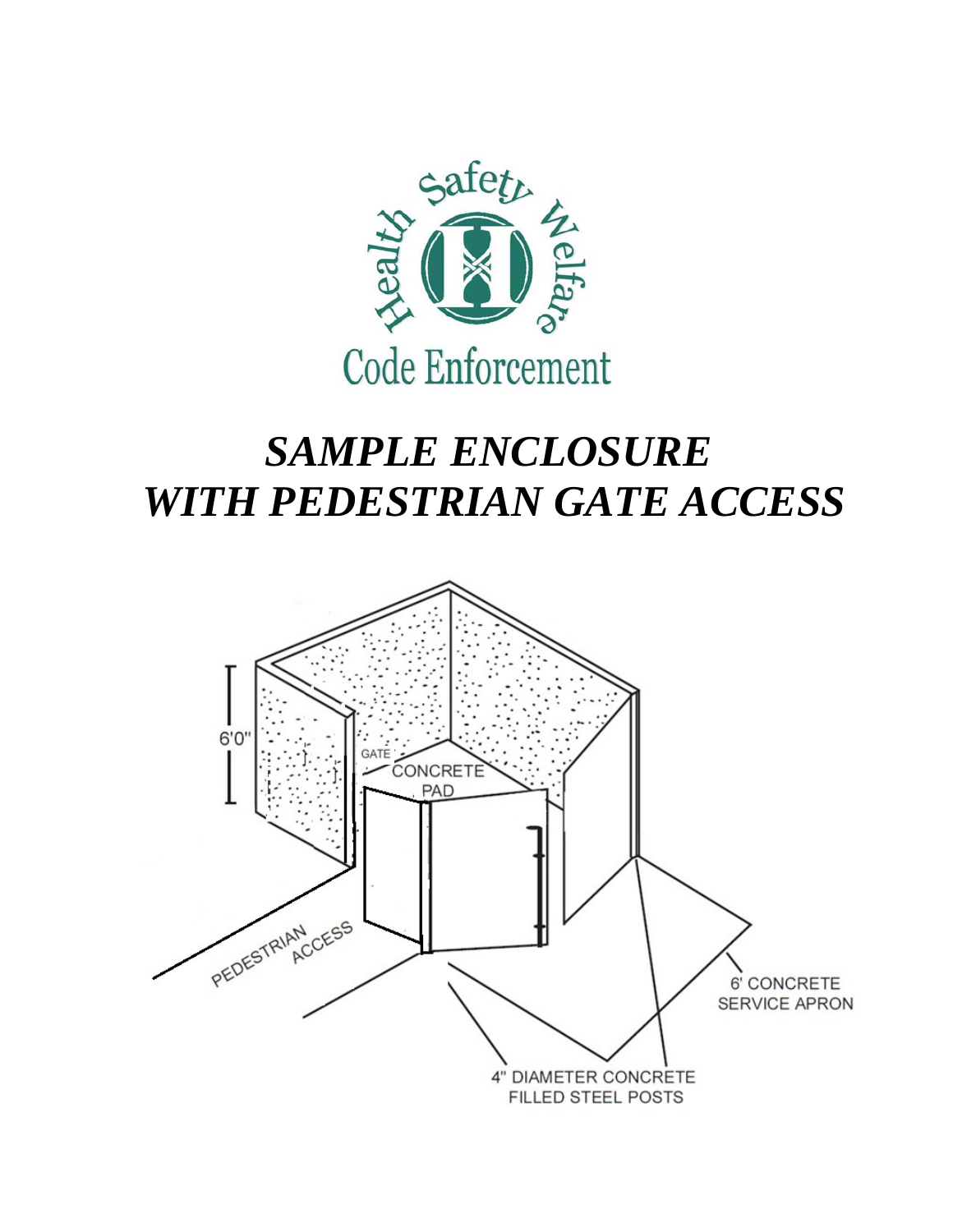Health Safety Welfare

Code Enforcement

# *SAMPLE ENCLOSURE WITH PEDESTRIAN GATE ACCESS*

6'0"

GATE

CONCRETE PAD

PEDESTRIAN ACCESS

6' CONCRETE SERVICE APRON

4" DIAMETER CONCRETE FILLED STEEL POSTS